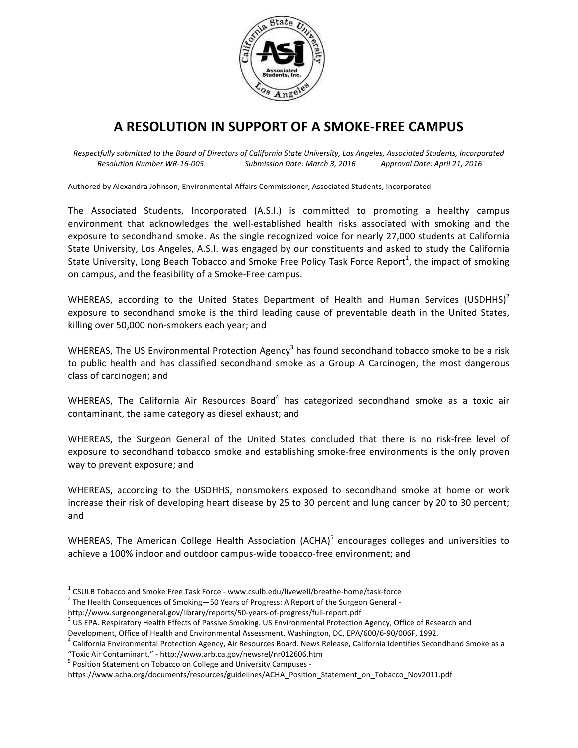# A RESOLUTION IN SUPPORT OF A SMOKE-FREE CAMPUS

*Respectfully submitted to the Board of Directors of California State University, Los Angeles, Associated Students, Incorporated*
*Resolution Number WR-16-005 Submission Date: March 3, 2016 Approval Date: April 21, 2016*

Authored by Alexandra Johnson, Environmental Affairs Commissioner, Associated Students, Incorporated

The Associated Students, Incorporated (A.S.I.) is committed to promoting a healthy campus environment that acknowledges the well-established health risks associated with smoking and the exposure to secondhand smoke. As the single recognized voice for nearly 27,000 students at California State University, Los Angeles, A.S.I. was engaged by our constituents and asked to study the California State University, Long Beach Tobacco and Smoke Free Policy Task Force Report[1], the impact of smoking on campus, and the feasibility of a Smoke-Free campus.

WHEREAS, according to the United States Department of Health and Human Services (USDHHS)[2] exposure to secondhand smoke is the third leading cause of preventable death in the United States, killing over 50,000 non-smokers each year; and

WHEREAS, The US Environmental Protection Agency[3] has found secondhand tobacco smoke to be a risk to public health and has classified secondhand smoke as a Group A Carcinogen, the most dangerous class of carcinogen; and

WHEREAS, The California Air Resources Board[4] has categorized secondhand smoke as a toxic air contaminant, the same category as diesel exhaust; and

WHEREAS, the Surgeon General of the United States concluded that there is no risk-free level of exposure to secondhand tobacco smoke and establishing smoke-free environments is the only proven way to prevent exposure; and

WHEREAS, according to the USDHHS, nonsmokers exposed to secondhand smoke at home or work increase their risk of developing heart disease by 25 to 30 percent and lung cancer by 20 to 30 percent; and

WHEREAS, The American College Health Association (ACHA)[5] encourages colleges and universities to achieve a 100% indoor and outdoor campus-wide tobacco-free environment; and

---

[1] CSULB Tobacco and Smoke Free Task Force - www.csulb.edu/livewell/breathe-home/task-force

[2] The Health Consequences of Smoking—50 Years of Progress: A Report of the Surgeon General - http://www.surgeongeneral.gov/library/reports/50-years-of-progress/full-report.pdf

[3] US EPA. Respiratory Health Effects of Passive Smoking. US Environmental Protection Agency, Office of Research and Development, Office of Health and Environmental Assessment, Washington, DC, EPA/600/6-90/006F, 1992.

[4] California Environmental Protection Agency, Air Resources Board. News Release, California Identifies Secondhand Smoke as a "Toxic Air Contaminant." - http://www.arb.ca.gov/newsrel/nr012606.htm

[5] Position Statement on Tobacco on College and University Campuses - https://www.acha.org/documents/resources/guidelines/ACHA_Position_Statement_on_Tobacco_Nov2011.pdf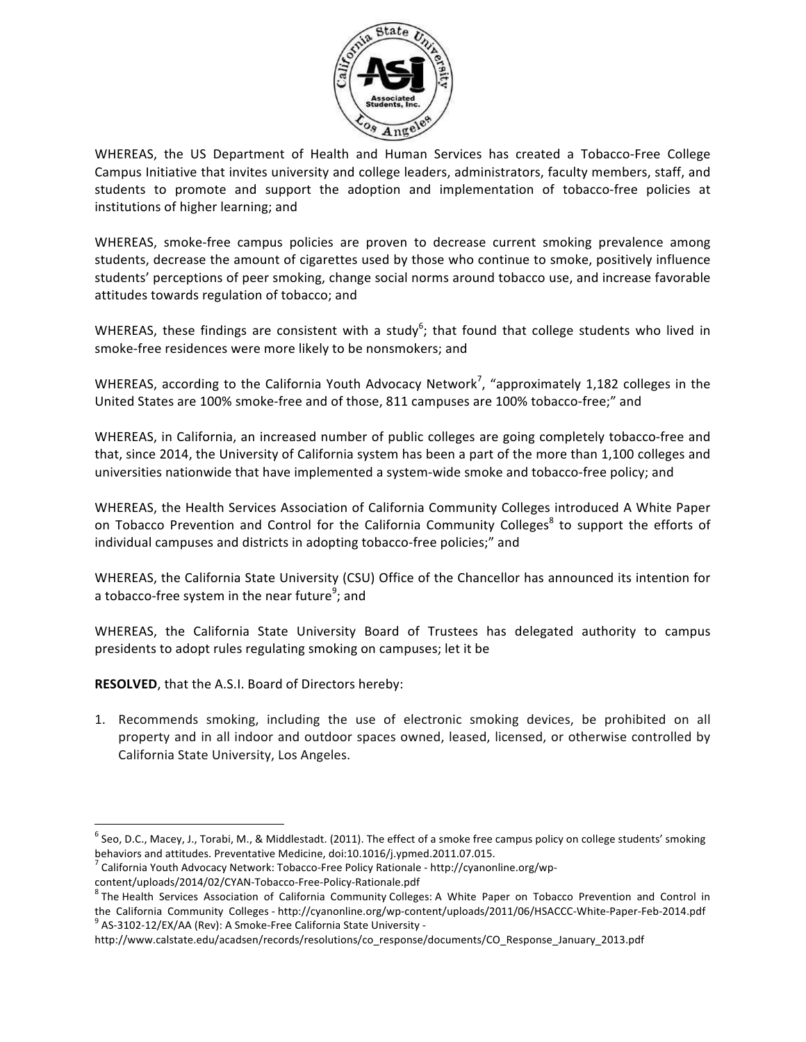WHEREAS, the US Department of Health and Human Services has created a Tobacco-Free College Campus Initiative that invites university and college leaders, administrators, faculty members, staff, and students to promote and support the adoption and implementation of tobacco-free policies at institutions of higher learning; and

WHEREAS, smoke-free campus policies are proven to decrease current smoking prevalence among students, decrease the amount of cigarettes used by those who continue to smoke, positively influence students' perceptions of peer smoking, change social norms around tobacco use, and increase favorable attitudes towards regulation of tobacco; and

WHEREAS, these findings are consistent with a study[6]; that found that college students who lived in smoke-free residences were more likely to be nonsmokers; and

WHEREAS, according to the California Youth Advocacy Network[7], "approximately 1,182 colleges in the United States are 100% smoke-free and of those, 811 campuses are 100% tobacco-free;" and

WHEREAS, in California, an increased number of public colleges are going completely tobacco-free and that, since 2014, the University of California system has been a part of the more than 1,100 colleges and universities nationwide that have implemented a system-wide smoke and tobacco-free policy; and

WHEREAS, the Health Services Association of California Community Colleges introduced A White Paper on Tobacco Prevention and Control for the California Community Colleges[8] to support the efforts of individual campuses and districts in adopting tobacco-free policies;" and

WHEREAS, the California State University (CSU) Office of the Chancellor has announced its intention for a tobacco-free system in the near future[9]; and

WHEREAS, the California State University Board of Trustees has delegated authority to campus presidents to adopt rules regulating smoking on campuses; let it be

**RESOLVED**, that the A.S.I. Board of Directors hereby:

1. Recommends smoking, including the use of electronic smoking devices, be prohibited on all property and in all indoor and outdoor spaces owned, leased, licensed, or otherwise controlled by California State University, Los Angeles.

---

[6] Seo, D.C., Macey, J., Torabi, M., & Middlestadt. (2011). The effect of a smoke free campus policy on college students' smoking behaviors and attitudes. Preventative Medicine, doi:10.1016/j.ypmed.2011.07.015.

[7] California Youth Advocacy Network: Tobacco-Free Policy Rationale - http://cyanonline.org/wp-content/uploads/2014/02/CYAN-Tobacco-Free-Policy-Rationale.pdf

[8] The Health Services Association of California Community Colleges: A White Paper on Tobacco Prevention and Control in the California Community Colleges - http://cyanonline.org/wp-content/uploads/2011/06/HSACCC-White-Paper-Feb-2014.pdf

[9] AS-3102-12/EX/AA (Rev): A Smoke-Free California State University - http://www.calstate.edu/acadsen/records/resolutions/co_response/documents/CO_Response_January_2013.pdf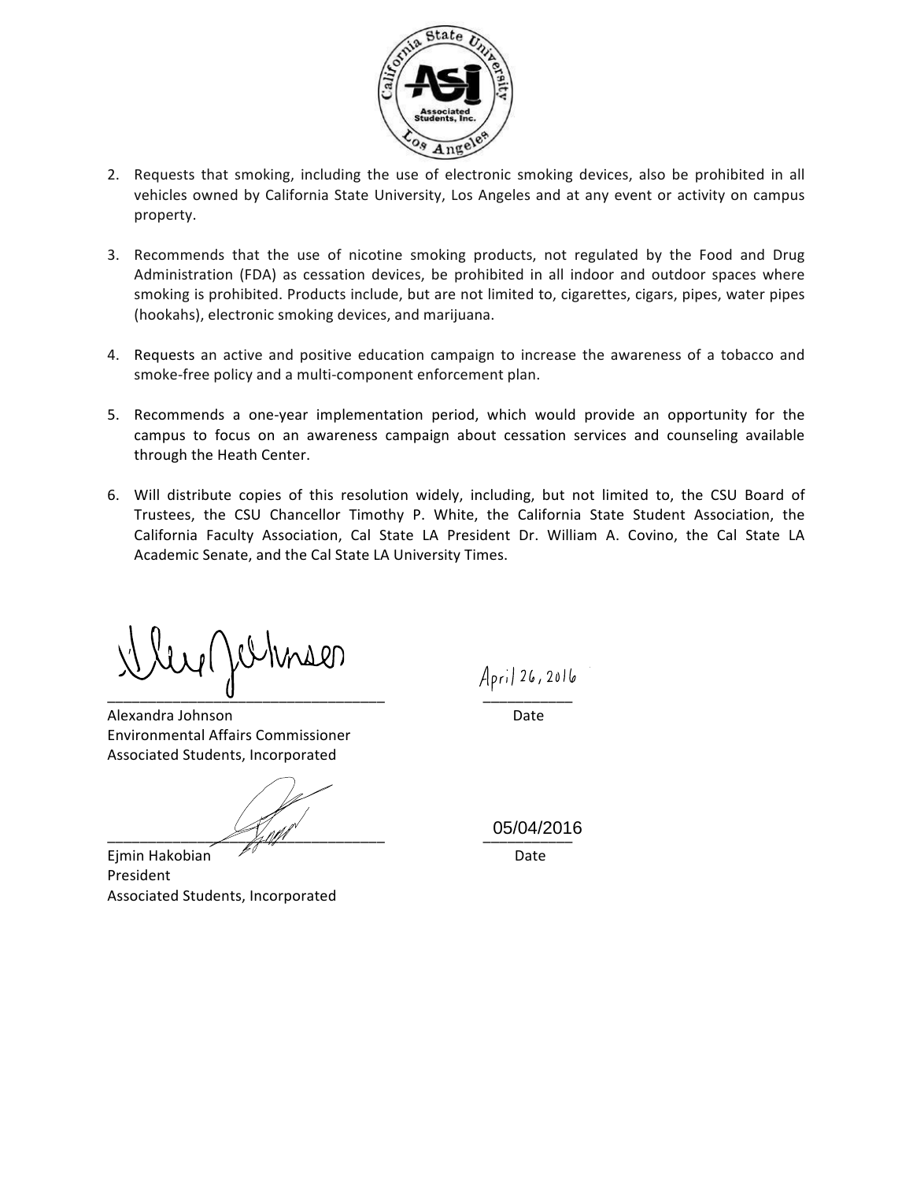2. Requests that smoking, including the use of electronic smoking devices, also be prohibited in all vehicles owned by California State University, Los Angeles and at any event or activity on campus property.

3. Recommends that the use of nicotine smoking products, not regulated by the Food and Drug Administration (FDA) as cessation devices, be prohibited in all indoor and outdoor spaces where smoking is prohibited. Products include, but are not limited to, cigarettes, cigars, pipes, water pipes (hookahs), electronic smoking devices, and marijuana.

4. Requests an active and positive education campaign to increase the awareness of a tobacco and smoke-free policy and a multi-component enforcement plan.

5. Recommends a one-year implementation period, which would provide an opportunity for the campus to focus on an awareness campaign about cessation services and counseling available through the Heath Center.

6. Will distribute copies of this resolution widely, including, but not limited to, the CSU Board of Trustees, the CSU Chancellor Timothy P. White, the California State Student Association, the California Faculty Association, Cal State LA President Dr. William A. Covino, the Cal State LA Academic Senate, and the Cal State LA University Times.

April 26, 2016

Alexandra Johnson
Environmental Affairs Commissioner
Associated Students, Incorporated

Date

05/04/2016

Ejmin Hakobian
President
Associated Students, Incorporated

Date